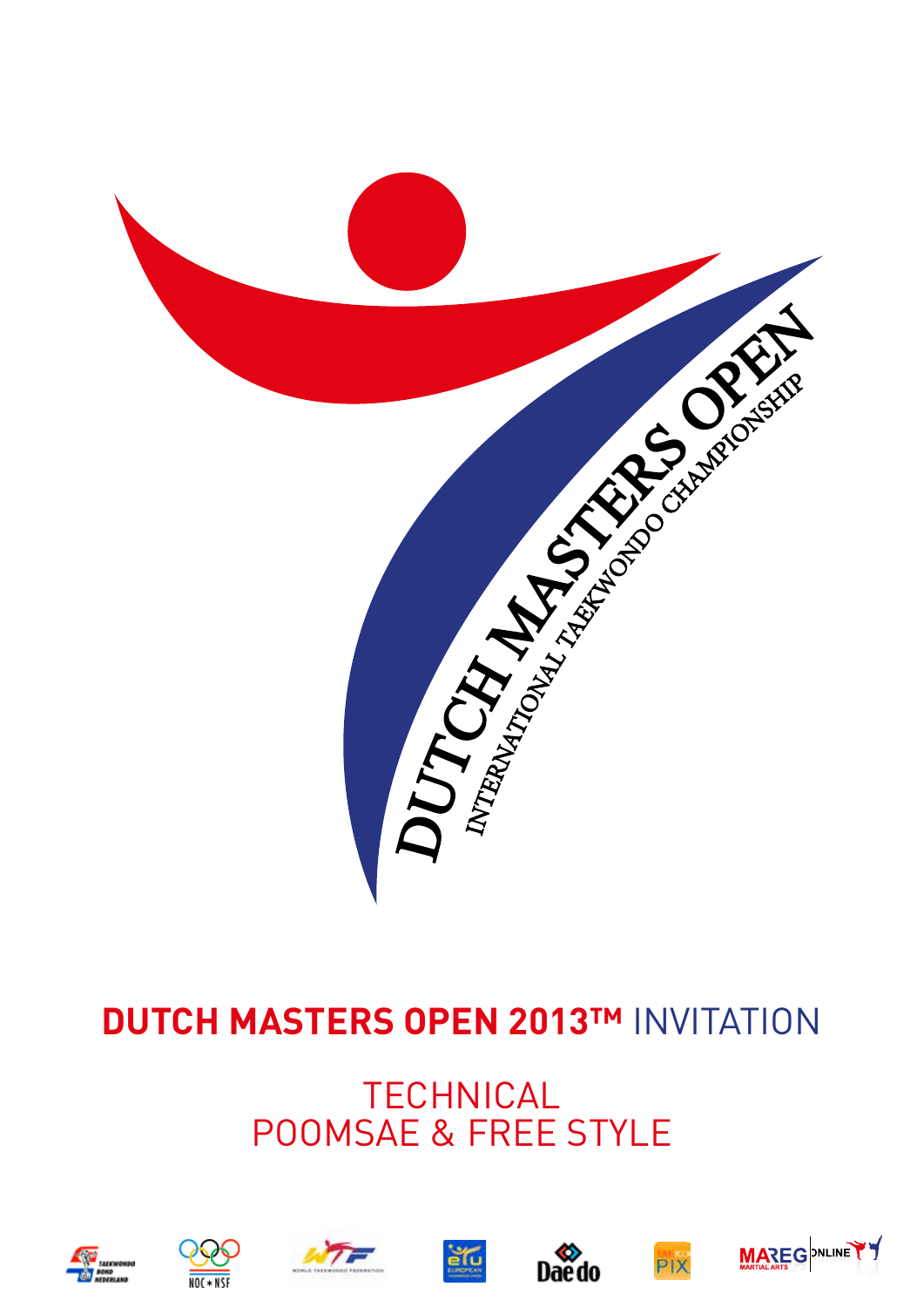DUTCH MASTERS OPEN

INTERNATIONAL TAEKWONDO CHAMPIONSHIP

# DUTCH MASTERS OPEN 2013™ INVITATION

## TECHNICAL
## POOMSAE & FREE STYLE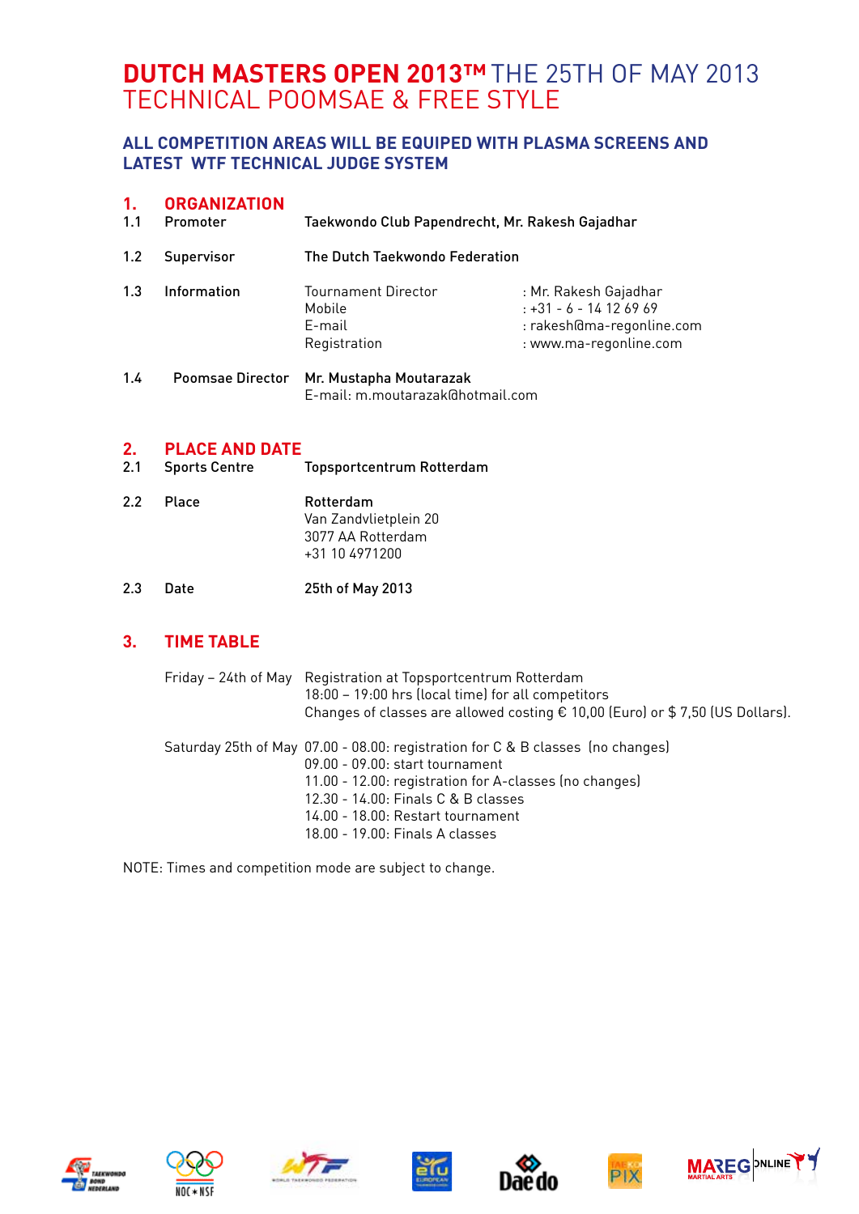# DUTCH MASTERS OPEN 2013™ THE 25TH OF MAY 2013 TECHNICAL POOMSAE & FREE STYLE

## ALL COMPETITION AREAS WILL BE EQUIPED WITH PLASMA SCREENS AND LATEST WTF TECHNICAL JUDGE SYSTEM

## 1. ORGANIZATION

**1.1 Promoter** — **Taekwondo Club Papendrecht, Mr. Rakesh Gajadhar**

**1.2 Supervisor** — **The Dutch Taekwondo Federation**

**1.3 Information**

| | |
|---|---|
| Tournament Director | : Mr. Rakesh Gajadhar |
| Mobile | : +31 - 6 - 14 12 69 69 |
| E-mail | : rakesh@ma-regonline.com |
| Registration | : www.ma-regonline.com |

**1.4 Poomsae Director** — **Mr. Mustapha Moutarazak**
E-mail: m.moutarazak@hotmail.com

## 2. PLACE AND DATE

**2.1 Sports Centre** — **Topsportcentrum Rotterdam**

**2.2 Place** — **Rotterdam**
Van Zandvlietplein 20
3077 AA Rotterdam
+31 10 4971200

**2.3 Date** — **25th of May 2013**

## 3. TIME TABLE

Friday – 24th of May
Registration at Topsportcentrum Rotterdam
18:00 – 19:00 hrs (local time) for all competitors
Changes of classes are allowed costing € 10,00 (Euro) or $ 7,50 (US Dollars).

Saturday 25th of May
07.00 - 08.00: registration for C & B classes (no changes)
09.00 - 09.00: start tournament
11.00 - 12.00: registration for A-classes (no changes)
12.30 - 14.00: Finals C & B classes
14.00 - 18.00: Restart tournament
18.00 - 19.00: Finals A classes

NOTE: Times and competition mode are subject to change.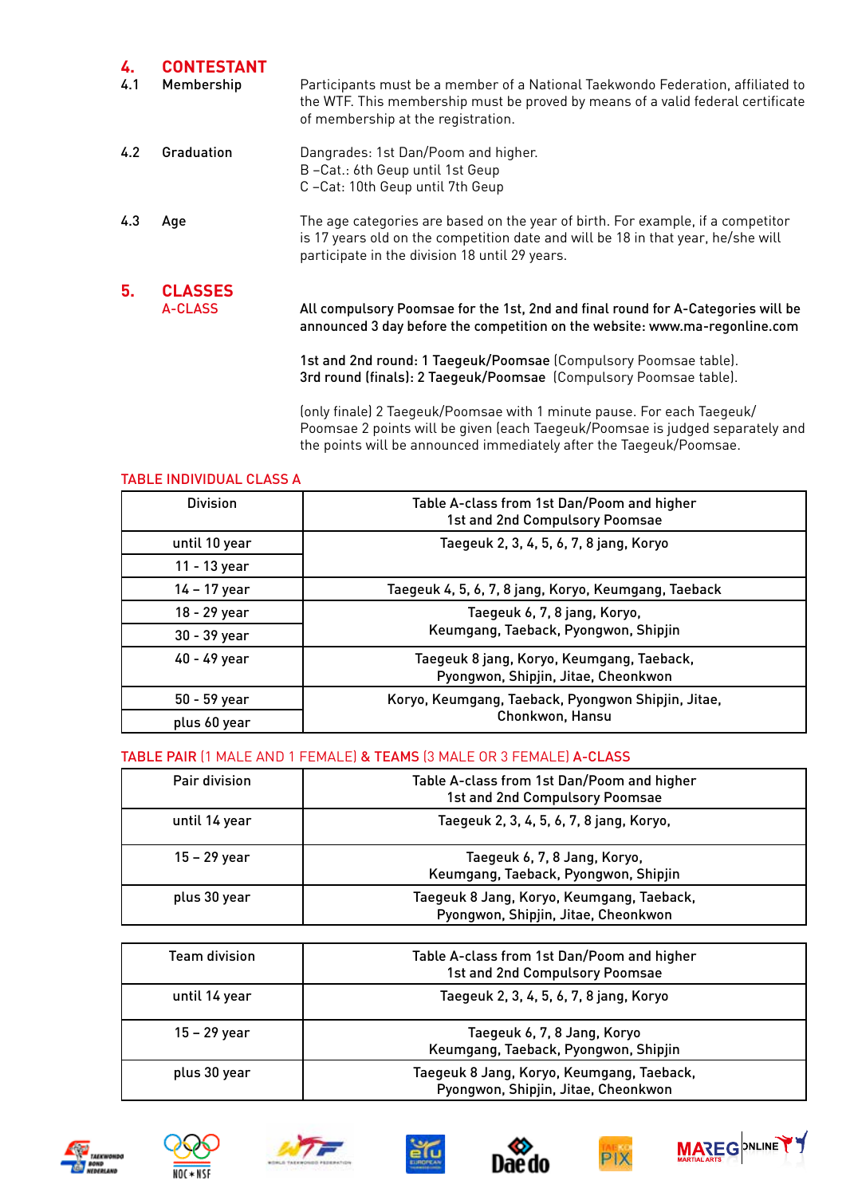## 4. CONTESTANT

**4.1 Membership**

Participants must be a member of a National Taekwondo Federation, affiliated to the WTF. This membership must be proved by means of a valid federal certificate of membership at the registration.

**4.2 Graduation**

Dangrades: 1st Dan/Poom and higher.
B –Cat.: 6th Geup until 1st Geup
C –Cat: 10th Geup until 7th Geup

**4.3 Age**

The age categories are based on the year of birth. For example, if a competitor is 17 years old on the competition date and will be 18 in that year, he/she will participate in the division 18 until 29 years.

## 5. CLASSES

**A-CLASS**

**All compulsory Poomsae for the 1st, 2nd and final round for A-Categories will be announced 3 day before the competition on the website: www.ma-regonline.com**

**1st and 2nd round: 1 Taegeuk/Poomsae** (Compulsory Poomsae table).
**3rd round (finals): 2 Taegeuk/Poomsae** (Compulsory Poomsae table).

(only finale) 2 Taegeuk/Poomsae with 1 minute pause. For each Taegeuk/ Poomsae 2 points will be given (each Taegeuk/Poomsae is judged separately and the points will be announced immediately after the Taegeuk/Poomsae.

### TABLE INDIVIDUAL CLASS A

| Division | Table A-class from 1st Dan/Poom and higher 1st and 2nd Compulsory Poomsae |
|---|---|
| until 10 year | Taegeuk 2, 3, 4, 5, 6, 7, 8 jang, Koryo |
| 11 - 13 year | |
| 14 – 17 year | Taegeuk 4, 5, 6, 7, 8 jang, Koryo, Keumgang, Taeback |
| 18 - 29 year | Taegeuk 6, 7, 8 jang, Koryo, Keumgang, Taeback, Pyongwon, Shipjin |
| 30 - 39 year | |
| 40 - 49 year | Taegeuk 8 jang, Koryo, Keumgang, Taeback, Pyongwon, Shipjin, Jitae, Cheonkwon |
| 50 - 59 year | Koryo, Keumgang, Taeback, Pyongwon Shipjin, Jitae, Chonkwon, Hansu |
| plus 60 year | |

### TABLE PAIR (1 MALE AND 1 FEMALE) & TEAMS (3 MALE OR 3 FEMALE) A-CLASS

| Pair division | Table A-class from 1st Dan/Poom and higher 1st and 2nd Compulsory Poomsae |
|---|---|
| until 14 year | Taegeuk 2, 3, 4, 5, 6, 7, 8 jang, Koryo, |
| 15 – 29 year | Taegeuk 6, 7, 8 Jang, Koryo, Keumgang, Taeback, Pyongwon, Shipjin |
| plus 30 year | Taegeuk 8 Jang, Koryo, Keumgang, Taeback, Pyongwon, Shipjin, Jitae, Cheonkwon |

| Team division | Table A-class from 1st Dan/Poom and higher 1st and 2nd Compulsory Poomsae |
|---|---|
| until 14 year | Taegeuk 2, 3, 4, 5, 6, 7, 8 jang, Koryo |
| 15 – 29 year | Taegeuk 6, 7, 8 Jang, Koryo Keumgang, Taeback, Pyongwon, Shipjin |
| plus 30 year | Taegeuk 8 Jang, Koryo, Keumgang, Taeback, Pyongwon, Shipjin, Jitae, Cheonkwon |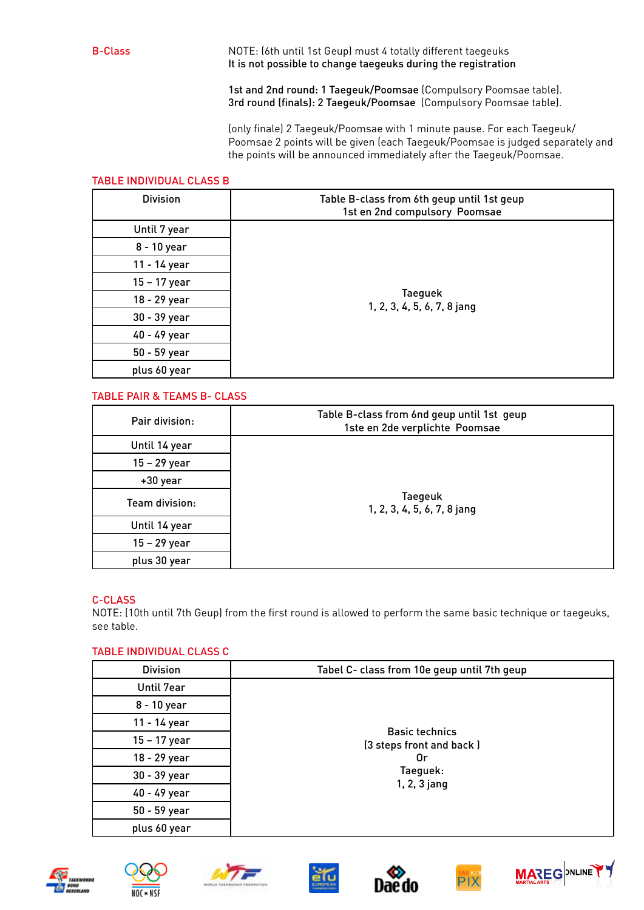**B-Class**

NOTE: (6th until 1st Geup) must 4 totally different taegeuks
**It is not possible to change taegeuks during the registration**

**1st and 2nd round: 1 Taegeuk/Poomsae** (Compulsory Poomsae table).
**3rd round (finals): 2 Taegeuk/Poomsae** (Compulsory Poomsae table).

(only finale) 2 Taegeuk/Poomsae with 1 minute pause. For each Taegeuk/Poomsae 2 points will be given (each Taegeuk/Poomsae is judged separately and the points will be announced immediately after the Taegeuk/Poomsae.

**TABLE INDIVIDUAL CLASS B**

| Division | Table B-class from 6th geup until 1st geup 1st en 2nd compulsory Poomsae |
|---|---|
| Until 7 year | Taeguek 1, 2, 3, 4, 5, 6, 7, 8 jang |
| 8 - 10 year | |
| 11 - 14 year | |
| 15 – 17 year | |
| 18 - 29 year | |
| 30 - 39 year | |
| 40 - 49 year | |
| 50 - 59 year | |
| plus 60 year | |

**TABLE PAIR & TEAMS B- CLASS**

| Pair division: | Table B-class from 6nd geup until 1st geup 1ste en 2de verplichte Poomsae |
|---|---|
| Until 14 year | Taegeuk 1, 2, 3, 4, 5, 6, 7, 8 jang |
| 15 – 29 year | |
| +30 year | |
| Team division: | |
| Until 14 year | |
| 15 – 29 year | |
| plus 30 year | |

**C-CLASS**

NOTE: (10th until 7th Geup) from the first round is allowed to perform the same basic technique or taegeuks, see table.

**TABLE INDIVIDUAL CLASS C**

| Division | Tabel C- class from 10e geup until 7th geup |
|---|---|
| Until 7ear | Basic technics (3 steps front and back ) Or Taegeuk: 1, 2, 3 jang |
| 8 - 10 year | |
| 11 - 14 year | |
| 15 – 17 year | |
| 18 - 29 year | |
| 30 - 39 year | |
| 40 - 49 year | |
| 50 - 59 year | |
| plus 60 year | |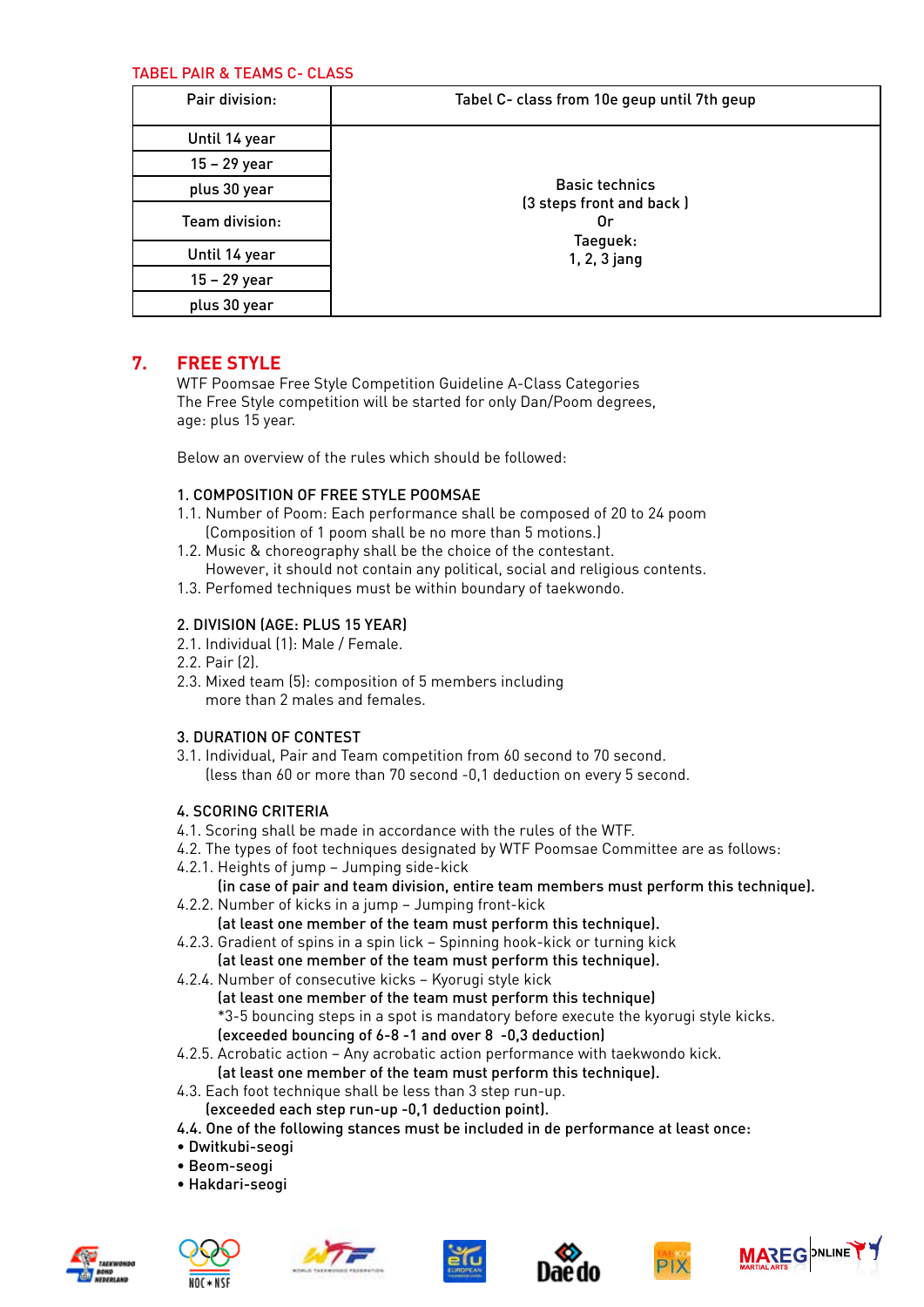TABEL PAIR & TEAMS C- CLASS

| Pair division: | Tabel C- class from 10e geup until 7th geup |
|---|---|
| Until 14 year | Basic technics (3 steps front and back ) Or Taeguek: 1, 2, 3 jang |
| 15 – 29 year | |
| plus 30 year | |
| Team division: | |
| Until 14 year | |
| 15 – 29 year | |
| plus 30 year | |

## 7. FREE STYLE

WTF Poomsae Free Style Competition Guideline A-Class Categories
The Free Style competition will be started for only Dan/Poom degrees,
age: plus 15 year.

Below an overview of the rules which should be followed:

### 1. COMPOSITION OF FREE STYLE POOMSAE

1.1. Number of Poom: Each performance shall be composed of 20 to 24 poom
(Composition of 1 poom shall be no more than 5 motions.)
1.2. Music & choreography shall be the choice of the contestant.
However, it should not contain any political, social and religious contents.
1.3. Perfomed techniques must be within boundary of taekwondo.

### 2. DIVISION (AGE: PLUS 15 YEAR)

2.1. Individual (1): Male / Female.
2.2. Pair (2).
2.3. Mixed team (5): composition of 5 members including
more than 2 males and females.

### 3. DURATION OF CONTEST

3.1. Individual, Pair and Team competition from 60 second to 70 second.
(less than 60 or more than 70 second -0,1 deduction on every 5 second.

### 4. SCORING CRITERIA

4.1. Scoring shall be made in accordance with the rules of the WTF.
4.2. The types of foot techniques designated by WTF Poomsae Committee are as follows:
4.2.1. Heights of jump – Jumping side-kick
**(in case of pair and team division, entire team members must perform this technique).**
4.2.2. Number of kicks in a jump – Jumping front-kick
**(at least one member of the team must perform this technique).**
4.2.3. Gradient of spins in a spin lick – Spinning hook-kick or turning kick
**(at least one member of the team must perform this technique).**
4.2.4. Number of consecutive kicks – Kyorugi style kick
**(at least one member of the team must perform this technique)**
*3-5 bouncing steps in a spot is mandatory before execute the kyorugi style kicks.
**(exceeded bouncing of 6-8 -1 and over 8 -0,3 deduction)**
4.2.5. Acrobatic action – Any acrobatic action performance with taekwondo kick.
**(at least one member of the team must perform this technique).**
4.3. Each foot technique shall be less than 3 step run-up.
**(exceeded each step run-up -0,1 deduction point).**
**4.4. One of the following stances must be included in de performance at least once:**
**• Dwitkubi-seogi**
**• Beom-seogi**
**• Hakdari-seogi**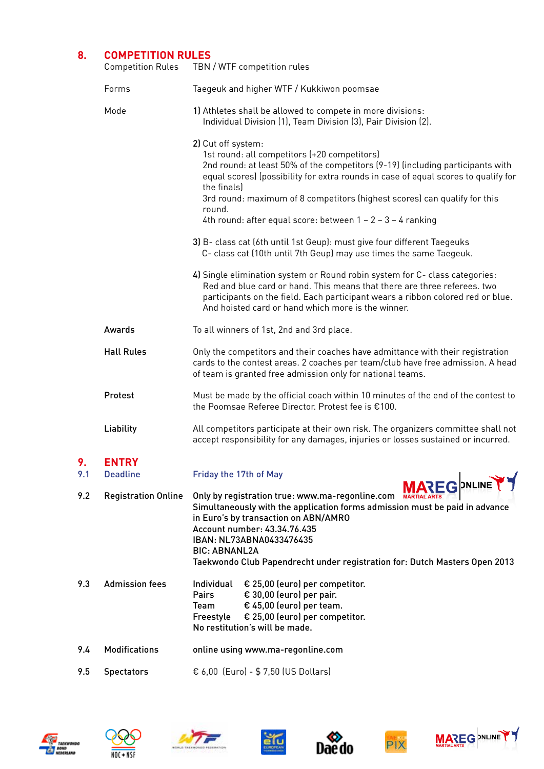## 8. COMPETITION RULES

| | |
|---|---|
| Competition Rules | TBN / WTF competition rules |
| Forms | Taegeuk and higher WTF / Kukkiwon poomsae |
| Mode | **1)** Athletes shall be allowed to compete in more divisions: Individual Division (1), Team Division (3), Pair Division (2).<br><br>**2)** Cut off system:<br>1st round: all competitors (+20 competitors)<br>2nd round: at least 50% of the competitors (9-19) (including participants with equal scores) (possibility for extra rounds in case of equal scores to qualify for the finals)<br>3rd round: maximum of 8 competitors (highest scores) can qualify for this round.<br>4th round: after equal score: between 1 – 2 – 3 – 4 ranking<br><br>**3)** B- class cat (6th until 1st Geup): must give four different Taegeuks<br>C- class cat (10th until 7th Geup) may use times the same Taegeuk.<br><br>**4)** Single elimination system or Round robin system for C- class categories: Red and blue card or hand. This means that there are three referees. two participants on the field. Each participant wears a ribbon colored red or blue. And hoisted card or hand which more is the winner. |
| **Awards** | To all winners of 1st, 2nd and 3rd place. |
| **Hall Rules** | Only the competitors and their coaches have admittance with their registration cards to the contest areas. 2 coaches per team/club have free admission. A head of team is granted free admission only for national teams. |
| **Protest** | Must be made by the official coach within 10 minutes of the end of the contest to the Poomsae Referee Director. Protest fee is €100. |
| **Liability** | All competitors participate at their own risk. The organizers committee shall not accept responsibility for any damages, injuries or losses sustained or incurred. |

## 9. ENTRY

| | | |
|---|---|---|
| 9.1 | Deadline | Friday the 17th of May |
| 9.2 | **Registration Online** | **Only by registration true: www.ma-regonline.com**<br>**Simultaneously with the application forms admission must be paid in advance in Euro's by transaction on ABN/AMRO**<br>**Account number: 43.34.76.435**<br>**IBAN: NL73ABNA0433476435**<br>**BIC: ABNANL2A**<br>**Taekwondo Club Papendrecht under registration for: Dutch Masters Open 2013** |
| 9.3 | **Admission fees** | **Individual € 25,00 (euro) per competitor.**<br>**Pairs € 30,00 (euro) per pair.**<br>**Team € 45,00 (euro) per team.**<br>**Freestyle € 25,00 (euro) per competitor.**<br>**No restitution's will be made.** |
| 9.4 | **Modifications** | **online using www.ma-regonline.com** |
| 9.5 | **Spectators** | € 6,00 (Euro) - $ 7,50 (US Dollars) |